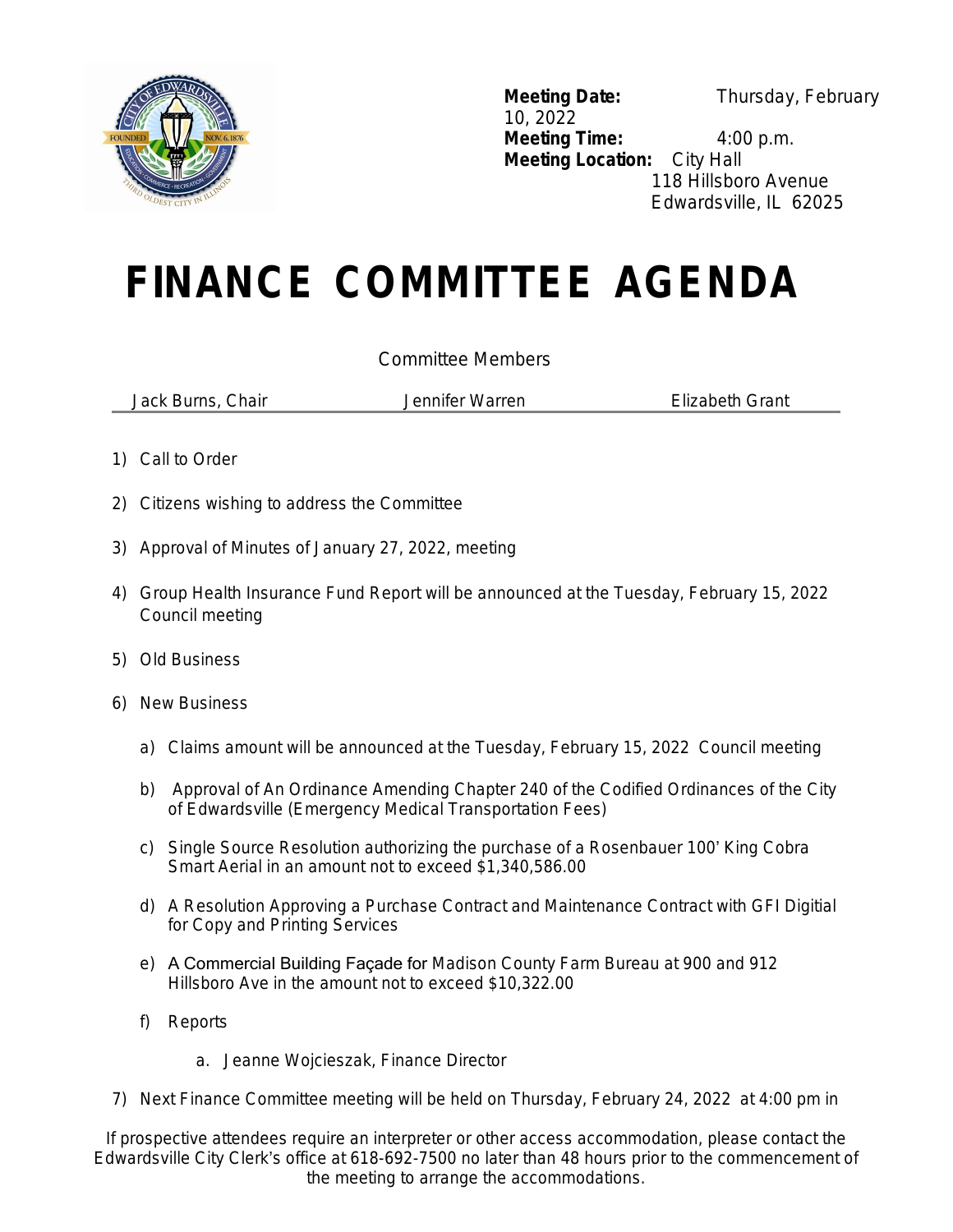**Meeting Date:** Thursday, February 10, 2022
**Meeting Time:** 4:00 p.m.
**Meeting Location:** City Hall
118 Hillsboro Avenue
Edwardsville, IL 62025

# FINANCE COMMITTEE AGENDA

Committee Members

| Jack Burns, Chair | Jennifer Warren | Elizabeth Grant |
|---|---|---|

1) Call to Order

2) Citizens wishing to address the Committee

3) Approval of Minutes of January 27, 2022, meeting

4) Group Health Insurance Fund Report will be announced at the Tuesday, February 15, 2022 Council meeting

5) Old Business

6) New Business

   a) Claims amount will be announced at the Tuesday, February 15, 2022 Council meeting

   b) Approval of An Ordinance Amending Chapter 240 of the Codified Ordinances of the City of Edwardsville (Emergency Medical Transportation Fees)

   c) Single Source Resolution authorizing the purchase of a Rosenbauer 100' King Cobra Smart Aerial in an amount not to exceed $1,340,586.00

   d) A Resolution Approving a Purchase Contract and Maintenance Contract with GFI Digitial for Copy and Printing Services

   e) A Commercial Building Façade for Madison County Farm Bureau at 900 and 912 Hillsboro Ave in the amount not to exceed $10,322.00

   f) Reports

      a. Jeanne Wojcieszak, Finance Director

7) Next Finance Committee meeting will be held on Thursday, February 24, 2022 at 4:00 pm in

If prospective attendees require an interpreter or other access accommodation, please contact the Edwardsville City Clerk's office at 618-692-7500 no later than 48 hours prior to the commencement of the meeting to arrange the accommodations.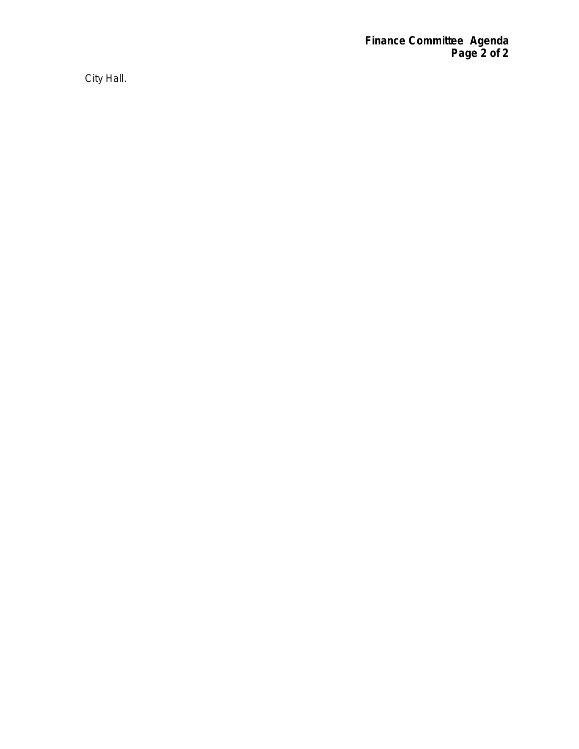City Hall.